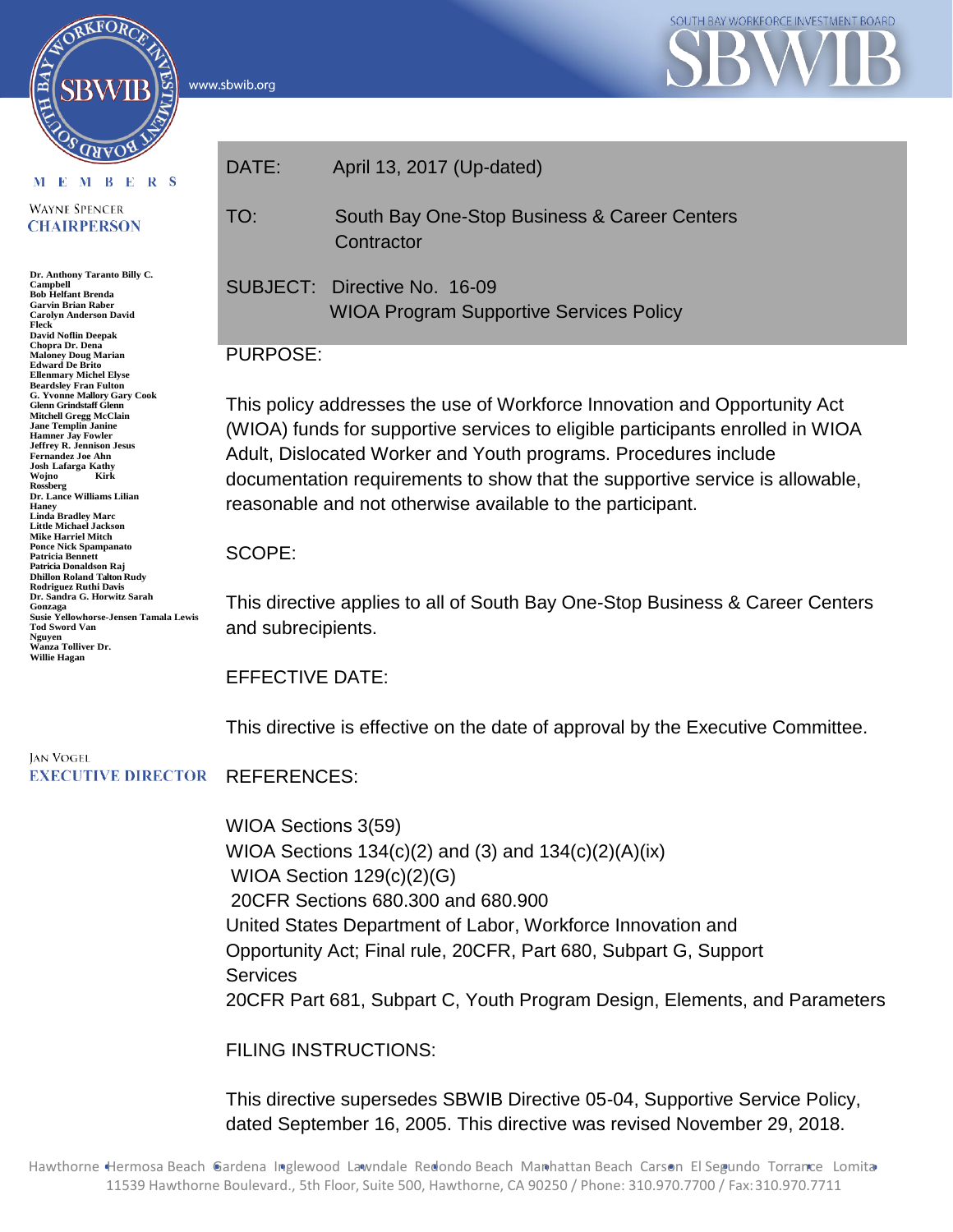SOUTH BAY WORKFORCE INVESTMENT BOARD

SBWIB

www.sbwib.org

MEMBERS

WAYNE SPENCER
CHAIRPERSON

Dr. Anthony Taranto Billy C. Campbell
Bob Helfant Brenda Garvin Brian Raber
Carolyn Anderson David Fleck
David Noflin Deepak Chopra Dr. Dena Maloney Doug Marian
Edward De Brito Ellenmary Michel Elyse Beardsley Fran Fulton
G. Yvonne Mallory Gary Cook
Glenn Grindstaff Glenn Mitchell Gregg McClain
Jane Templin Janine Hamner Jay Fowler
Jeffrey R. Jennison Jesus Fernandez Joe Ahn
Josh Lafarga Kathy Wojno Kirk Rossberg
Dr. Lance Williams Lilian Haney
Linda Bradley Marc Little Michael Jackson
Mike Harriel Mitch Ponce Nick Spampanato
Patricia Bennett
Patricia Donaldson Raj Dhillon Roland Talton Rudy Rodriguez Ruthi Davis
Dr. Sandra G. Horwitz Sarah Gonzaga
Susie Yellowhorse-Jensen Tamala Lewis
Tod Sword Van Nguyen
Wanza Tolliver Dr. Willie Hagan

JAN VOGEL
EXECUTIVE DIRECTOR

DATE: April 13, 2017 (Up-dated)

TO: South Bay One-Stop Business & Career Centers Contractor

SUBJECT: Directive No. 16-09
WIOA Program Supportive Services Policy

PURPOSE:

This policy addresses the use of Workforce Innovation and Opportunity Act (WIOA) funds for supportive services to eligible participants enrolled in WIOA Adult, Dislocated Worker and Youth programs. Procedures include documentation requirements to show that the supportive service is allowable, reasonable and not otherwise available to the participant.

SCOPE:

This directive applies to all of South Bay One-Stop Business & Career Centers and subrecipients.

EFFECTIVE DATE:

This directive is effective on the date of approval by the Executive Committee.

REFERENCES:

WIOA Sections 3(59)
WIOA Sections 134(c)(2) and (3) and 134(c)(2)(A)(ix)
WIOA Section 129(c)(2)(G)
20CFR Sections 680.300 and 680.900
United States Department of Labor, Workforce Innovation and Opportunity Act; Final rule, 20CFR, Part 680, Subpart G, Support Services
20CFR Part 681, Subpart C, Youth Program Design, Elements, and Parameters

FILING INSTRUCTIONS:

This directive supersedes SBWIB Directive 05-04, Supportive Service Policy, dated September 16, 2005. This directive was revised November 29, 2018.

Hawthorne • Hermosa Beach • Gardena • Inglewood • Lawndale • Redondo Beach • Manhattan Beach • Carson • El Segundo • Torrance • Lomita
11539 Hawthorne Boulevard., 5th Floor, Suite 500, Hawthorne, CA 90250 / Phone: 310.970.7700 / Fax: 310.970.7711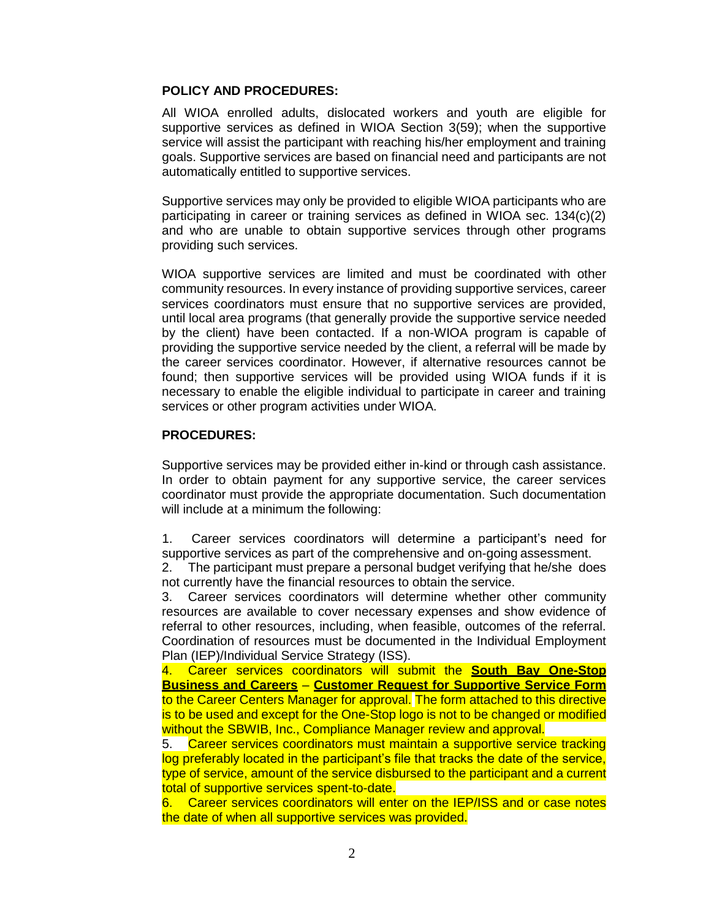**POLICY AND PROCEDURES:**

All WIOA enrolled adults, dislocated workers and youth are eligible for supportive services as defined in WIOA Section 3(59); when the supportive service will assist the participant with reaching his/her employment and training goals. Supportive services are based on financial need and participants are not automatically entitled to supportive services.

Supportive services may only be provided to eligible WIOA participants who are participating in career or training services as defined in WIOA sec. 134(c)(2) and who are unable to obtain supportive services through other programs providing such services.

WIOA supportive services are limited and must be coordinated with other community resources. In every instance of providing supportive services, career services coordinators must ensure that no supportive services are provided, until local area programs (that generally provide the supportive service needed by the client) have been contacted. If a non-WIOA program is capable of providing the supportive service needed by the client, a referral will be made by the career services coordinator. However, if alternative resources cannot be found; then supportive services will be provided using WIOA funds if it is necessary to enable the eligible individual to participate in career and training services or other program activities under WIOA.

**PROCEDURES:**

Supportive services may be provided either in-kind or through cash assistance. In order to obtain payment for any supportive service, the career services coordinator must provide the appropriate documentation. Such documentation will include at a minimum the following:

1. Career services coordinators will determine a participant's need for supportive services as part of the comprehensive and on-going assessment.
2. The participant must prepare a personal budget verifying that he/she does not currently have the financial resources to obtain the service.
3. Career services coordinators will determine whether other community resources are available to cover necessary expenses and show evidence of referral to other resources, including, when feasible, outcomes of the referral. Coordination of resources must be documented in the Individual Employment Plan (IEP)/Individual Service Strategy (ISS).
4. Career services coordinators will submit the **South Bay One-Stop Business and Careers** – **Customer Request for Supportive Service Form** to the Career Centers Manager for approval. The form attached to this directive is to be used and except for the One-Stop logo is not to be changed or modified without the SBWIB, Inc., Compliance Manager review and approval.
5. Career services coordinators must maintain a supportive service tracking log preferably located in the participant's file that tracks the date of the service, type of service, amount of the service disbursed to the participant and a current total of supportive services spent-to-date.
6. Career services coordinators will enter on the IEP/ISS and or case notes the date of when all supportive services was provided.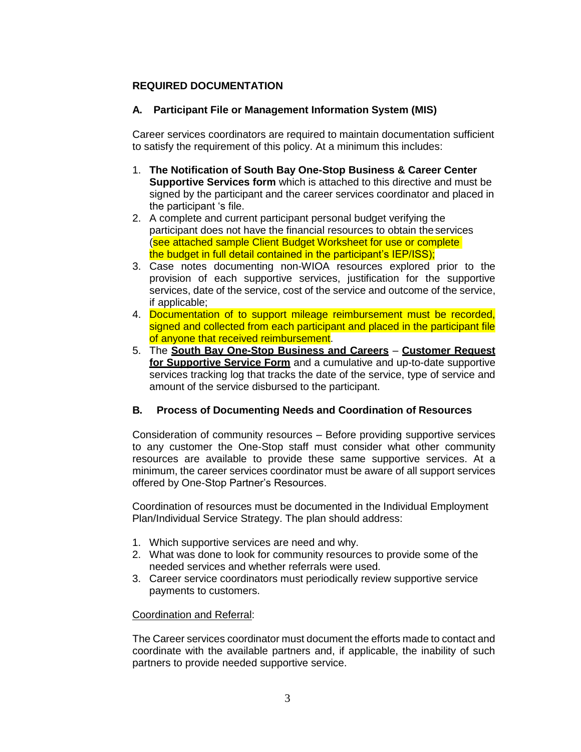**REQUIRED DOCUMENTATION**

**A. Participant File or Management Information System (MIS)**

Career services coordinators are required to maintain documentation sufficient to satisfy the requirement of this policy. At a minimum this includes:

1. **The Notification of South Bay One-Stop Business & Career Center Supportive Services form** which is attached to this directive and must be signed by the participant and the career services coordinator and placed in the participant 's file.
2. A complete and current participant personal budget verifying the participant does not have the financial resources to obtain the services (see attached sample Client Budget Worksheet for use or complete the budget in full detail contained in the participant's IEP/ISS);
3. Case notes documenting non-WIOA resources explored prior to the provision of each supportive services, justification for the supportive services, date of the service, cost of the service and outcome of the service, if applicable;
4. Documentation of to support mileage reimbursement must be recorded, signed and collected from each participant and placed in the participant file of anyone that received reimbursement.
5. The **South Bay One-Stop Business and Careers** – **Customer Request for Supportive Service Form** and a cumulative and up-to-date supportive services tracking log that tracks the date of the service, type of service and amount of the service disbursed to the participant.

**B. Process of Documenting Needs and Coordination of Resources**

Consideration of community resources – Before providing supportive services to any customer the One-Stop staff must consider what other community resources are available to provide these same supportive services. At a minimum, the career services coordinator must be aware of all support services offered by One-Stop Partner's Resources.

Coordination of resources must be documented in the Individual Employment Plan/Individual Service Strategy. The plan should address:

1. Which supportive services are need and why.
2. What was done to look for community resources to provide some of the needed services and whether referrals were used.
3. Career service coordinators must periodically review supportive service payments to customers.

Coordination and Referral:

The Career services coordinator must document the efforts made to contact and coordinate with the available partners and, if applicable, the inability of such partners to provide needed supportive service.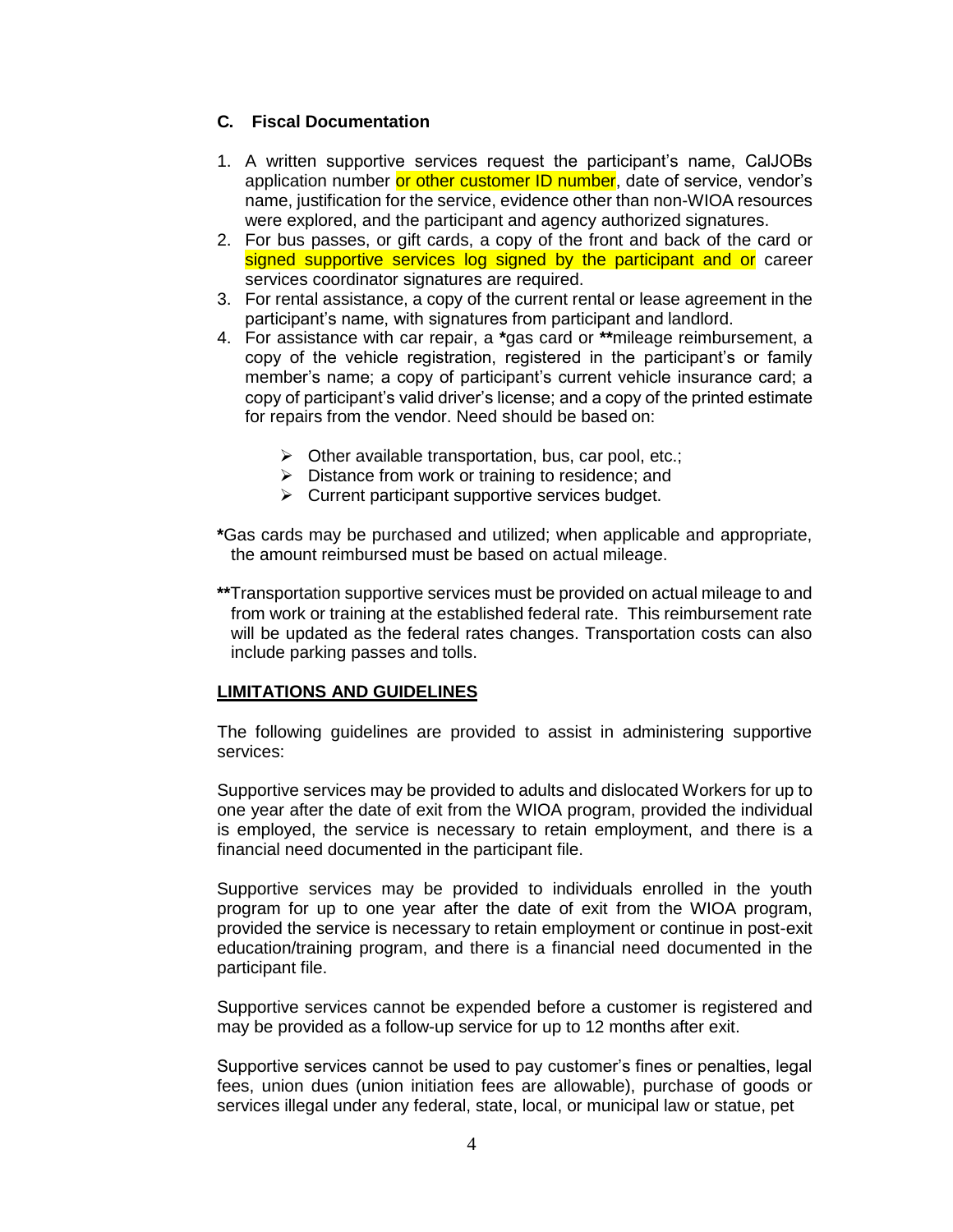### C. Fiscal Documentation

1. A written supportive services request the participant's name, CalJOBs application number or other customer ID number, date of service, vendor's name, justification for the service, evidence other than non-WIOA resources were explored, and the participant and agency authorized signatures.
2. For bus passes, or gift cards, a copy of the front and back of the card or signed supportive services log signed by the participant and or career services coordinator signatures are required.
3. For rental assistance, a copy of the current rental or lease agreement in the participant's name, with signatures from participant and landlord.
4. For assistance with car repair, a **\***gas card or **\*\***mileage reimbursement, a copy of the vehicle registration, registered in the participant's or family member's name; a copy of participant's current vehicle insurance card; a copy of participant's valid driver's license; and a copy of the printed estimate for repairs from the vendor. Need should be based on:

   - Other available transportation, bus, car pool, etc.;
   - Distance from work or training to residence; and
   - Current participant supportive services budget.

**\***Gas cards may be purchased and utilized; when applicable and appropriate, the amount reimbursed must be based on actual mileage.

**\*\***Transportation supportive services must be provided on actual mileage to and from work or training at the established federal rate. This reimbursement rate will be updated as the federal rates changes. Transportation costs can also include parking passes and tolls.

**<u>LIMITATIONS AND GUIDELINES</u>**

The following guidelines are provided to assist in administering supportive services:

Supportive services may be provided to adults and dislocated Workers for up to one year after the date of exit from the WIOA program, provided the individual is employed, the service is necessary to retain employment, and there is a financial need documented in the participant file.

Supportive services may be provided to individuals enrolled in the youth program for up to one year after the date of exit from the WIOA program, provided the service is necessary to retain employment or continue in post-exit education/training program, and there is a financial need documented in the participant file.

Supportive services cannot be expended before a customer is registered and may be provided as a follow-up service for up to 12 months after exit.

Supportive services cannot be used to pay customer's fines or penalties, legal fees, union dues (union initiation fees are allowable), purchase of goods or services illegal under any federal, state, local, or municipal law or statue, pet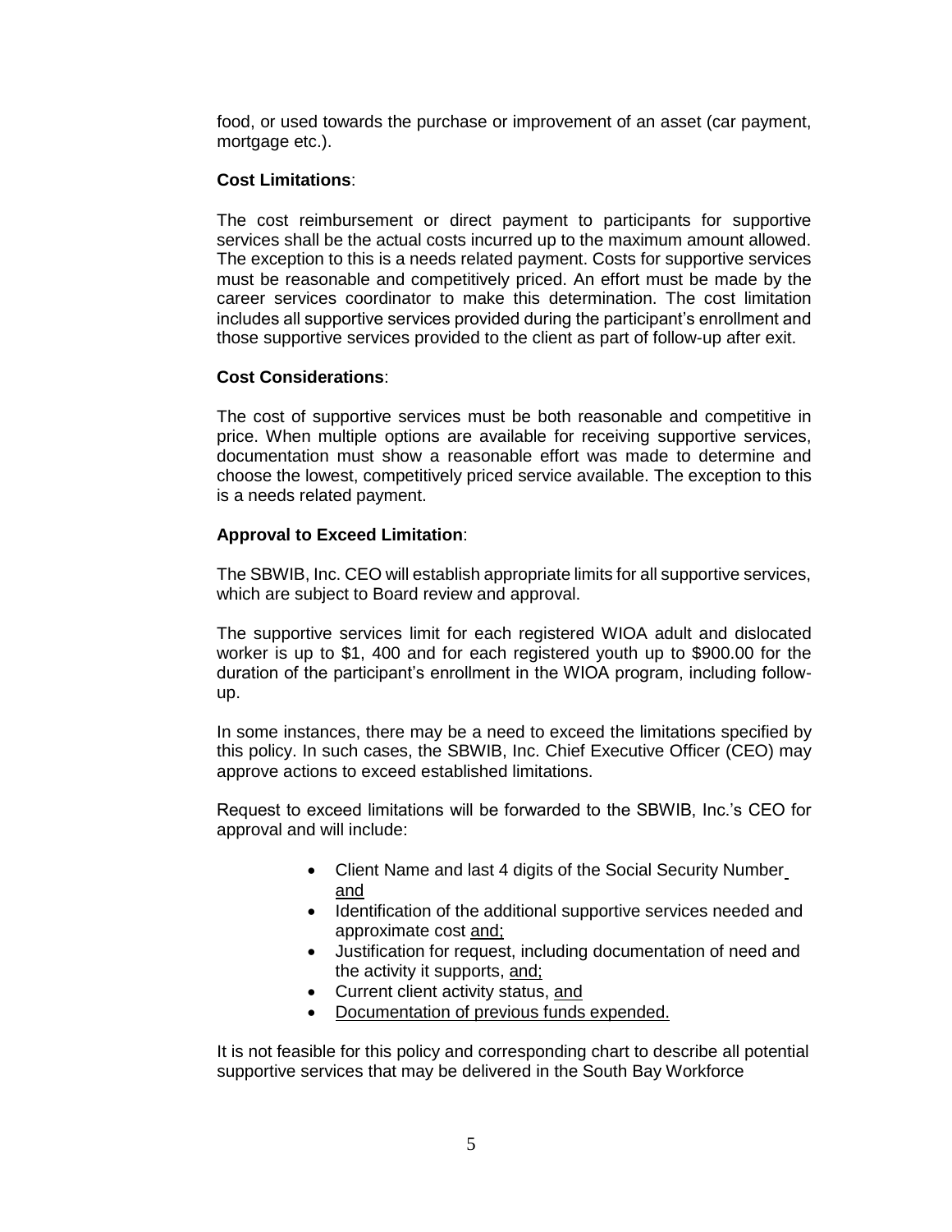food, or used towards the purchase or improvement of an asset (car payment, mortgage etc.).

**Cost Limitations**:

The cost reimbursement or direct payment to participants for supportive services shall be the actual costs incurred up to the maximum amount allowed. The exception to this is a needs related payment. Costs for supportive services must be reasonable and competitively priced. An effort must be made by the career services coordinator to make this determination. The cost limitation includes all supportive services provided during the participant's enrollment and those supportive services provided to the client as part of follow-up after exit.

**Cost Considerations**:

The cost of supportive services must be both reasonable and competitive in price. When multiple options are available for receiving supportive services, documentation must show a reasonable effort was made to determine and choose the lowest, competitively priced service available. The exception to this is a needs related payment.

**Approval to Exceed Limitation**:

The SBWIB, Inc. CEO will establish appropriate limits for all supportive services, which are subject to Board review and approval.

The supportive services limit for each registered WIOA adult and dislocated worker is up to $1, 400 and for each registered youth up to $900.00 for the duration of the participant's enrollment in the WIOA program, including follow-up.

In some instances, there may be a need to exceed the limitations specified by this policy. In such cases, the SBWIB, Inc. Chief Executive Officer (CEO) may approve actions to exceed established limitations.

Request to exceed limitations will be forwarded to the SBWIB, Inc.'s CEO for approval and will include:

- Client Name and last 4 digits of the Social Security Number <u>and</u>
- Identification of the additional supportive services needed and approximate cost <u>and;</u>
- Justification for request, including documentation of need and the activity it supports, <u>and;</u>
- Current client activity status, <u>and</u>
- <u>Documentation of previous funds expended.</u>

It is not feasible for this policy and corresponding chart to describe all potential supportive services that may be delivered in the South Bay Workforce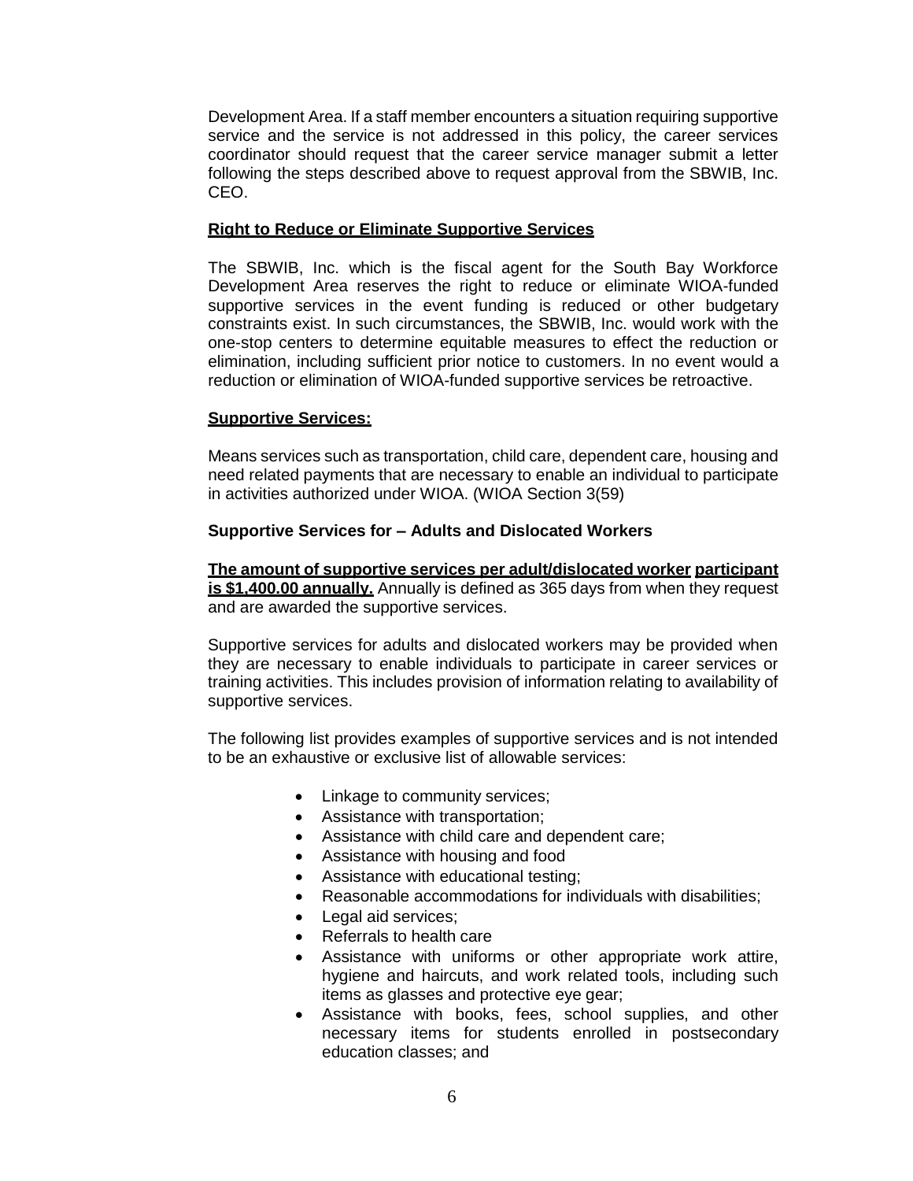Development Area. If a staff member encounters a situation requiring supportive service and the service is not addressed in this policy, the career services coordinator should request that the career service manager submit a letter following the steps described above to request approval from the SBWIB, Inc. CEO.

**Right to Reduce or Eliminate Supportive Services**

The SBWIB, Inc. which is the fiscal agent for the South Bay Workforce Development Area reserves the right to reduce or eliminate WIOA-funded supportive services in the event funding is reduced or other budgetary constraints exist. In such circumstances, the SBWIB, Inc. would work with the one-stop centers to determine equitable measures to effect the reduction or elimination, including sufficient prior notice to customers. In no event would a reduction or elimination of WIOA-funded supportive services be retroactive.

**Supportive Services:**

Means services such as transportation, child care, dependent care, housing and need related payments that are necessary to enable an individual to participate in activities authorized under WIOA. (WIOA Section 3(59)

**Supportive Services for – Adults and Dislocated Workers**

**The amount of supportive services per adult/dislocated worker participant is $1,400.00 annually.** Annually is defined as 365 days from when they request and are awarded the supportive services.

Supportive services for adults and dislocated workers may be provided when they are necessary to enable individuals to participate in career services or training activities. This includes provision of information relating to availability of supportive services.

The following list provides examples of supportive services and is not intended to be an exhaustive or exclusive list of allowable services:

- Linkage to community services;
- Assistance with transportation;
- Assistance with child care and dependent care;
- Assistance with housing and food
- Assistance with educational testing;
- Reasonable accommodations for individuals with disabilities;
- Legal aid services;
- Referrals to health care
- Assistance with uniforms or other appropriate work attire, hygiene and haircuts, and work related tools, including such items as glasses and protective eye gear;
- Assistance with books, fees, school supplies, and other necessary items for students enrolled in postsecondary education classes; and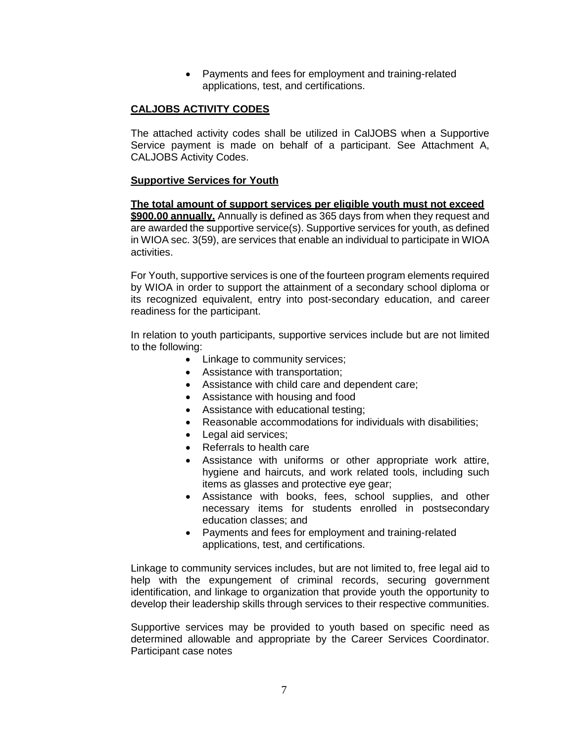- Payments and fees for employment and training-related applications, test, and certifications.

**CALJOBS ACTIVITY CODES**

The attached activity codes shall be utilized in CalJOBS when a Supportive Service payment is made on behalf of a participant. See Attachment A, CALJOBS Activity Codes.

**Supportive Services for Youth**

**The total amount of support services per eligible youth must not exceed $900.00 annually.** Annually is defined as 365 days from when they request and are awarded the supportive service(s). Supportive services for youth, as defined in WIOA sec. 3(59), are services that enable an individual to participate in WIOA activities.

For Youth, supportive services is one of the fourteen program elements required by WIOA in order to support the attainment of a secondary school diploma or its recognized equivalent, entry into post-secondary education, and career readiness for the participant.

In relation to youth participants, supportive services include but are not limited to the following:

- Linkage to community services;
- Assistance with transportation;
- Assistance with child care and dependent care;
- Assistance with housing and food
- Assistance with educational testing;
- Reasonable accommodations for individuals with disabilities;
- Legal aid services;
- Referrals to health care
- Assistance with uniforms or other appropriate work attire, hygiene and haircuts, and work related tools, including such items as glasses and protective eye gear;
- Assistance with books, fees, school supplies, and other necessary items for students enrolled in postsecondary education classes; and
- Payments and fees for employment and training-related applications, test, and certifications.

Linkage to community services includes, but are not limited to, free legal aid to help with the expungement of criminal records, securing government identification, and linkage to organization that provide youth the opportunity to develop their leadership skills through services to their respective communities.

Supportive services may be provided to youth based on specific need as determined allowable and appropriate by the Career Services Coordinator. Participant case notes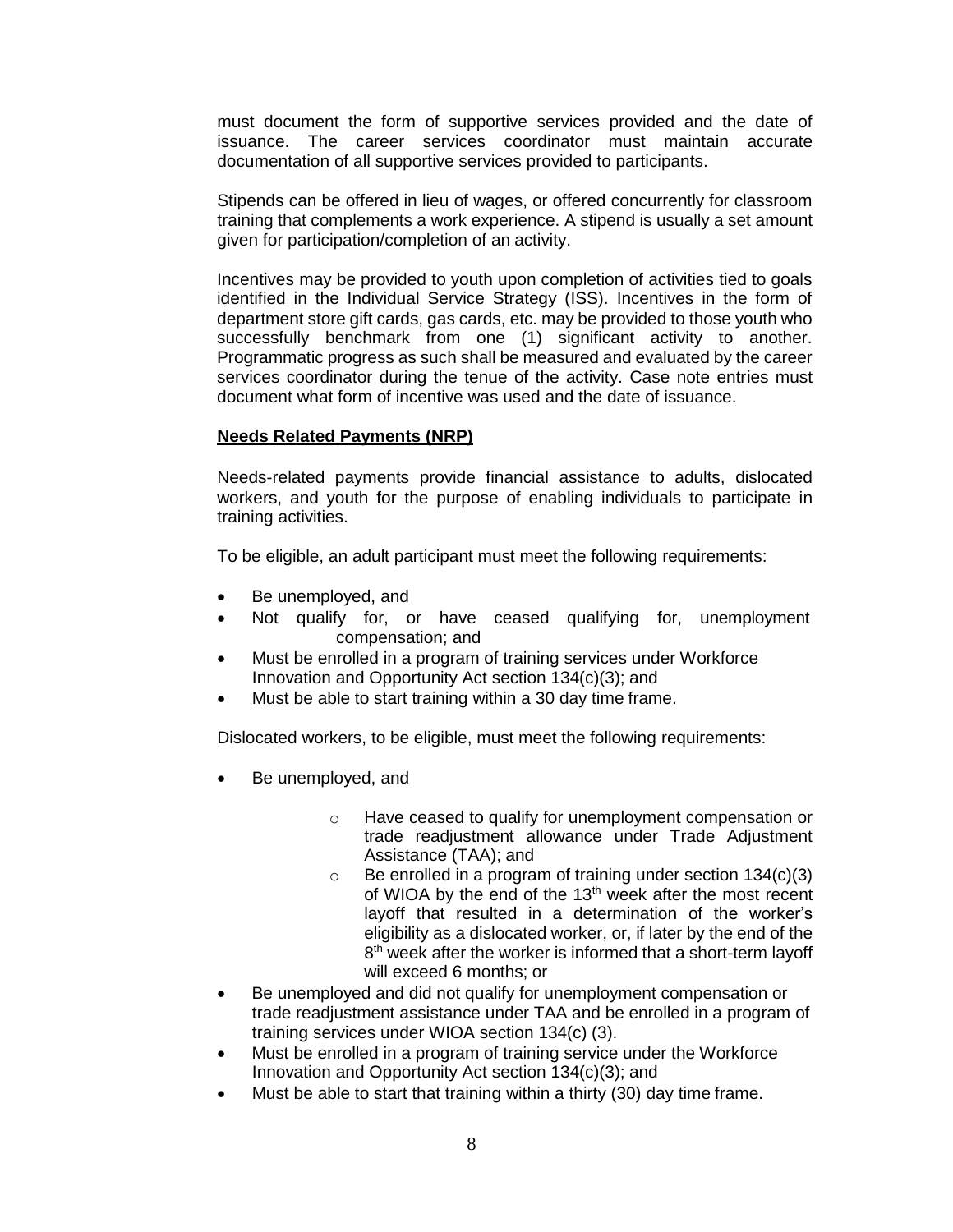must document the form of supportive services provided and the date of issuance. The career services coordinator must maintain accurate documentation of all supportive services provided to participants.

Stipends can be offered in lieu of wages, or offered concurrently for classroom training that complements a work experience. A stipend is usually a set amount given for participation/completion of an activity.

Incentives may be provided to youth upon completion of activities tied to goals identified in the Individual Service Strategy (ISS). Incentives in the form of department store gift cards, gas cards, etc. may be provided to those youth who successfully benchmark from one (1) significant activity to another. Programmatic progress as such shall be measured and evaluated by the career services coordinator during the tenue of the activity. Case note entries must document what form of incentive was used and the date of issuance.

**Needs Related Payments (NRP)**

Needs-related payments provide financial assistance to adults, dislocated workers, and youth for the purpose of enabling individuals to participate in training activities.

To be eligible, an adult participant must meet the following requirements:

- Be unemployed, and
- Not qualify for, or have ceased qualifying for, unemployment compensation; and
- Must be enrolled in a program of training services under Workforce Innovation and Opportunity Act section 134(c)(3); and
- Must be able to start training within a 30 day time frame.

Dislocated workers, to be eligible, must meet the following requirements:

- Be unemployed, and
    - Have ceased to qualify for unemployment compensation or trade readjustment allowance under Trade Adjustment Assistance (TAA); and
    - Be enrolled in a program of training under section 134(c)(3) of WIOA by the end of the 13th week after the most recent layoff that resulted in a determination of the worker's eligibility as a dislocated worker, or, if later by the end of the 8th week after the worker is informed that a short-term layoff will exceed 6 months; or
- Be unemployed and did not qualify for unemployment compensation or trade readjustment assistance under TAA and be enrolled in a program of training services under WIOA section 134(c) (3).
- Must be enrolled in a program of training service under the Workforce Innovation and Opportunity Act section 134(c)(3); and
- Must be able to start that training within a thirty (30) day time frame.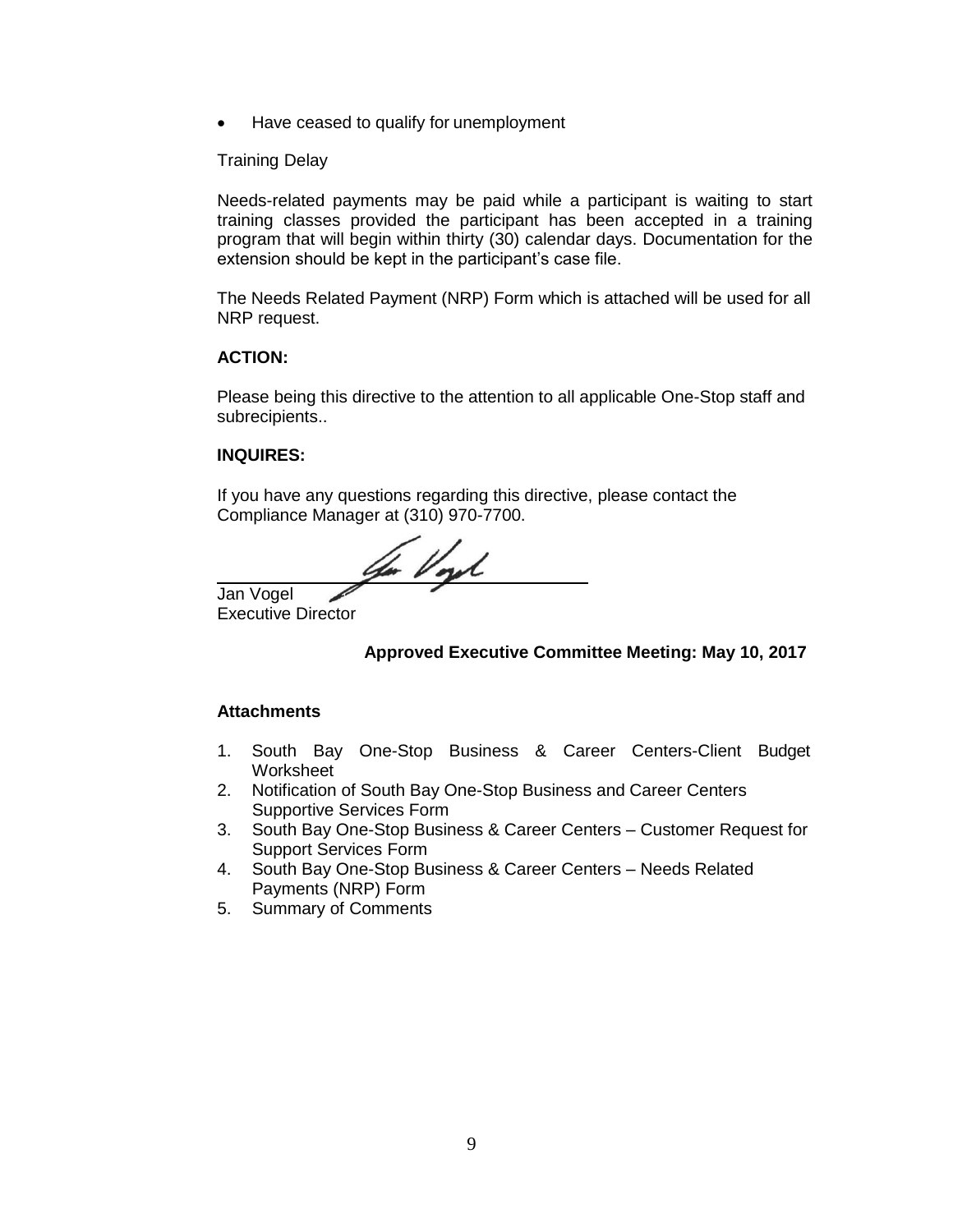- Have ceased to qualify for unemployment

Training Delay

Needs-related payments may be paid while a participant is waiting to start training classes provided the participant has been accepted in a training program that will begin within thirty (30) calendar days. Documentation for the extension should be kept in the participant's case file.

The Needs Related Payment (NRP) Form which is attached will be used for all NRP request.

**ACTION:**

Please being this directive to the attention to all applicable One-Stop staff and subrecipients..

**INQUIRES:**

If you have any questions regarding this directive, please contact the Compliance Manager at (310) 970-7700.

Jan Vogel
Executive Director

**Approved Executive Committee Meeting: May 10, 2017**

**Attachments**

1. South Bay One-Stop Business & Career Centers-Client Budget Worksheet
2. Notification of South Bay One-Stop Business and Career Centers Supportive Services Form
3. South Bay One-Stop Business & Career Centers – Customer Request for Support Services Form
4. South Bay One-Stop Business & Career Centers – Needs Related Payments (NRP) Form
5. Summary of Comments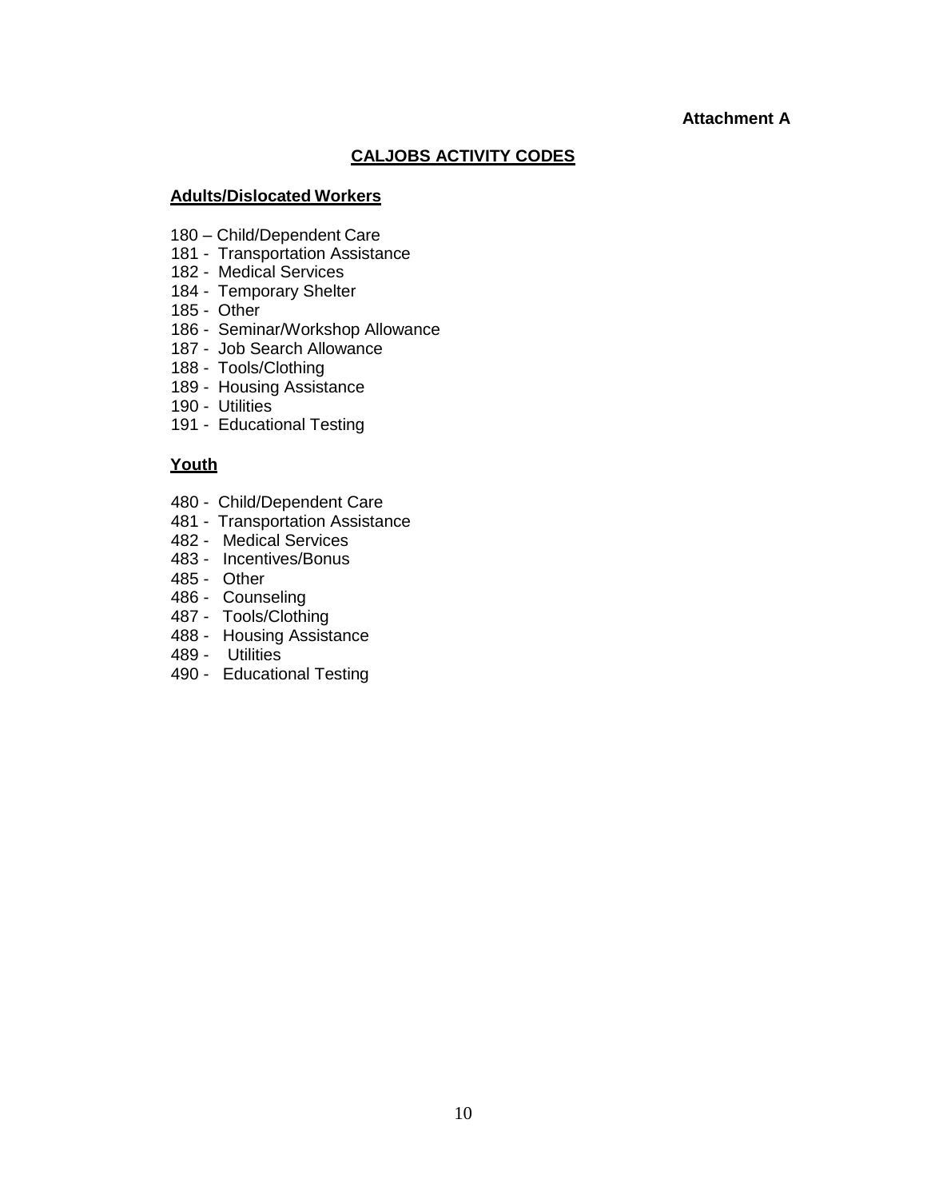**Attachment A**

## CALJOBS ACTIVITY CODES

### Adults/Dislocated Workers

180 – Child/Dependent Care
181 - Transportation Assistance
182 - Medical Services
184 - Temporary Shelter
185 - Other
186 - Seminar/Workshop Allowance
187 - Job Search Allowance
188 - Tools/Clothing
189 - Housing Assistance
190 - Utilities
191 - Educational Testing

### Youth

480 - Child/Dependent Care
481 - Transportation Assistance
482 - Medical Services
483 - Incentives/Bonus
485 - Other
486 - Counseling
487 - Tools/Clothing
488 - Housing Assistance
489 - Utilities
490 - Educational Testing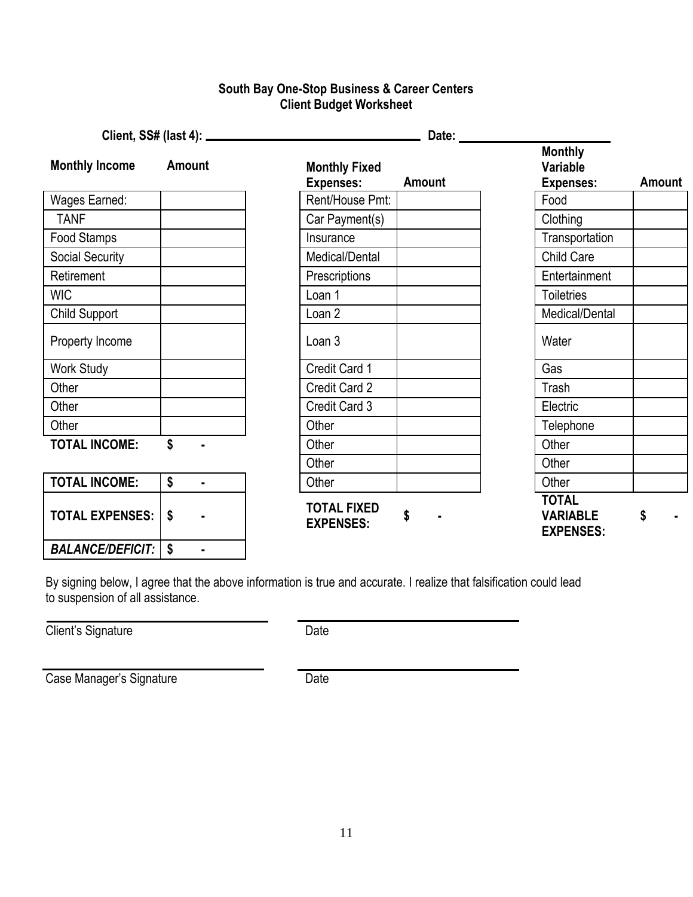**South Bay One-Stop Business & Career Centers**
**Client Budget Worksheet**

**Client, SS# (last 4):** ______________________________ **Date:** ____________________

| Monthly Income | Amount |
|---|---|
| Wages Earned: | |
| TANF | |
| Food Stamps | |
| Social Security | |
| Retirement | |
| WIC | |
| Child Support | |
| Property Income | |
| Work Study | |
| Other | |
| Other | |
| Other | |
| **TOTAL INCOME:** | **$ -** |

| Monthly Fixed Expenses: | Amount |
|---|---|
| Rent/House Pmt: | |
| Car Payment(s) | |
| Insurance | |
| Medical/Dental | |
| Prescriptions | |
| Loan 1 | |
| Loan 2 | |
| Loan 3 | |
| Credit Card 1 | |
| Credit Card 2 | |
| Credit Card 3 | |
| Other | |
| Other | |
| Other | |
| Other | |
| **TOTAL FIXED EXPENSES:** | **$ -** |

| Monthly Variable Expenses: | Amount |
|---|---|
| Food | |
| Clothing | |
| Transportation | |
| Child Care | |
| Entertainment | |
| Toiletries | |
| Medical/Dental | |
| Water | |
| Gas | |
| Trash | |
| Electric | |
| Telephone | |
| Other | |
| Other | |
| Other | |
| **TOTAL VARIABLE EXPENSES:** | **$ -** |

| | |
|---|---|
| **TOTAL INCOME:** | **$ -** |
| **TOTAL EXPENSES:** | **$ -** |
| ***BALANCE/DEFICIT:*** | **$ -** |

By signing below, I agree that the above information is true and accurate. I realize that falsification could lead to suspension of all assistance.

______________________________ ______________________________
Client's Signature Date

______________________________ ______________________________
Case Manager's Signature Date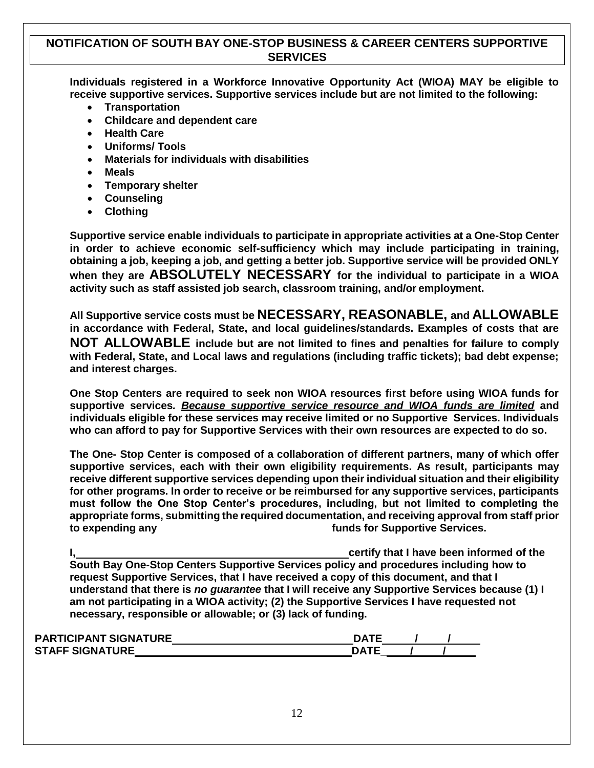## NOTIFICATION OF SOUTH BAY ONE-STOP BUSINESS & CAREER CENTERS SUPPORTIVE SERVICES

**Individuals registered in a Workforce Innovative Opportunity Act (WIOA) MAY be eligible to receive supportive services. Supportive services include but are not limited to the following:**

- **Transportation**
- **Childcare and dependent care**
- **Health Care**
- **Uniforms/ Tools**
- **Materials for individuals with disabilities**
- **Meals**
- **Temporary shelter**
- **Counseling**
- **Clothing**

**Supportive service enable individuals to participate in appropriate activities at a One-Stop Center in order to achieve economic self-sufficiency which may include participating in training, obtaining a job, keeping a job, and getting a better job. Supportive service will be provided ONLY when they are ABSOLUTELY NECESSARY for the individual to participate in a WIOA activity such as staff assisted job search, classroom training, and/or employment.**

**All Supportive service costs must be NECESSARY, REASONABLE, and ALLOWABLE in accordance with Federal, State, and local guidelines/standards. Examples of costs that are NOT ALLOWABLE include but are not limited to fines and penalties for failure to comply with Federal, State, and Local laws and regulations (including traffic tickets); bad debt expense; and interest charges.**

**One Stop Centers are required to seek non WIOA resources first before using WIOA funds for supportive services*. <u>Because supportive service resource and WIOA funds are limited</u>* and individuals eligible for these services may receive limited or no Supportive Services. Individuals who can afford to pay for Supportive Services with their own resources are expected to do so.**

**The One- Stop Center is composed of a collaboration of different partners, many of which offer supportive services, each with their own eligibility requirements. As result, participants may receive different supportive services depending upon their individual situation and their eligibility for other programs. In order to receive or be reimbursed for any supportive services, participants must follow the One Stop Center's procedures, including, but not limited to completing the appropriate forms, submitting the required documentation, and receiving approval from staff prior to expending any funds for Supportive Services.**

**I, ______________________________ certify that I have been informed of the South Bay One-Stop Centers Supportive Services policy and procedures including how to request Supportive Services, that I have received a copy of this document, and that I understand that there is *no guarantee* that I will receive any Supportive Services because (1) I am not participating in a WIOA activity; (2) the Supportive Services I have requested not necessary, responsible or allowable; or (3) lack of funding.**

**PARTICIPANT SIGNATURE______________________________ DATE_____/_____/_____**

**STAFF SIGNATURE___________________________________ DATE_____/_____/_____**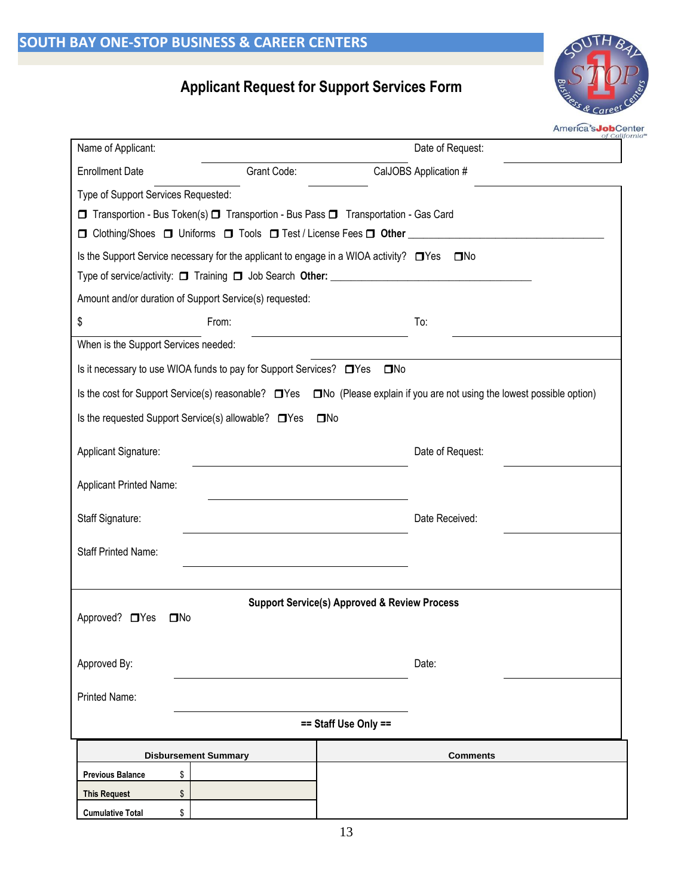# SOUTH BAY ONE-STOP BUSINESS & CAREER CENTERS

## Applicant Request for Support Services Form

Name of Applicant: ____________________ Date of Request: ____________

Enrollment Date ____________ Grant Code: ____________ CalJOBS Application # ____________

Type of Support Services Requested:

☐ Transportion - Bus Token(s) ☐ Transportion - Bus Pass ☐ Transportation - Gas Card

☐ Clothing/Shoes ☐ Uniforms ☐ Tools ☐ Test / License Fees ☐ **Other** ____________________

Is the Support Service necessary for the applicant to engage in a WIOA activity? ☐Yes ☐No

Type of service/activity: ☐ Training ☐ Job Search **Other:** ____________________

Amount and/or duration of Support Service(s) requested:

$ ____________ From: ____________________ To: ____________

When is the Support Services needed: ____________________

Is it necessary to use WIOA funds to pay for Support Services? ☐Yes ☐No

Is the cost for Support Service(s) reasonable? ☐Yes ☐No (Please explain if you are not using the lowest possible option)

Is the requested Support Service(s) allowable? ☐Yes ☐No

Applicant Signature: ____________________ Date of Request: ____________

Applicant Printed Name: ____________________

Staff Signature: ____________________ Date Received: ____________

Staff Printed Name: ____________________

**Support Service(s) Approved & Review Process**

Approved? ☐Yes ☐No

Approved By: ____________________ Date: ____________

Printed Name: ____________________

**== Staff Use Only ==**

| Disbursement Summary | | Comments |
|---|---|---|
| **Previous Balance** | $ | |
| **This Request** | $ | |
| **Cumulative Total** | $ | |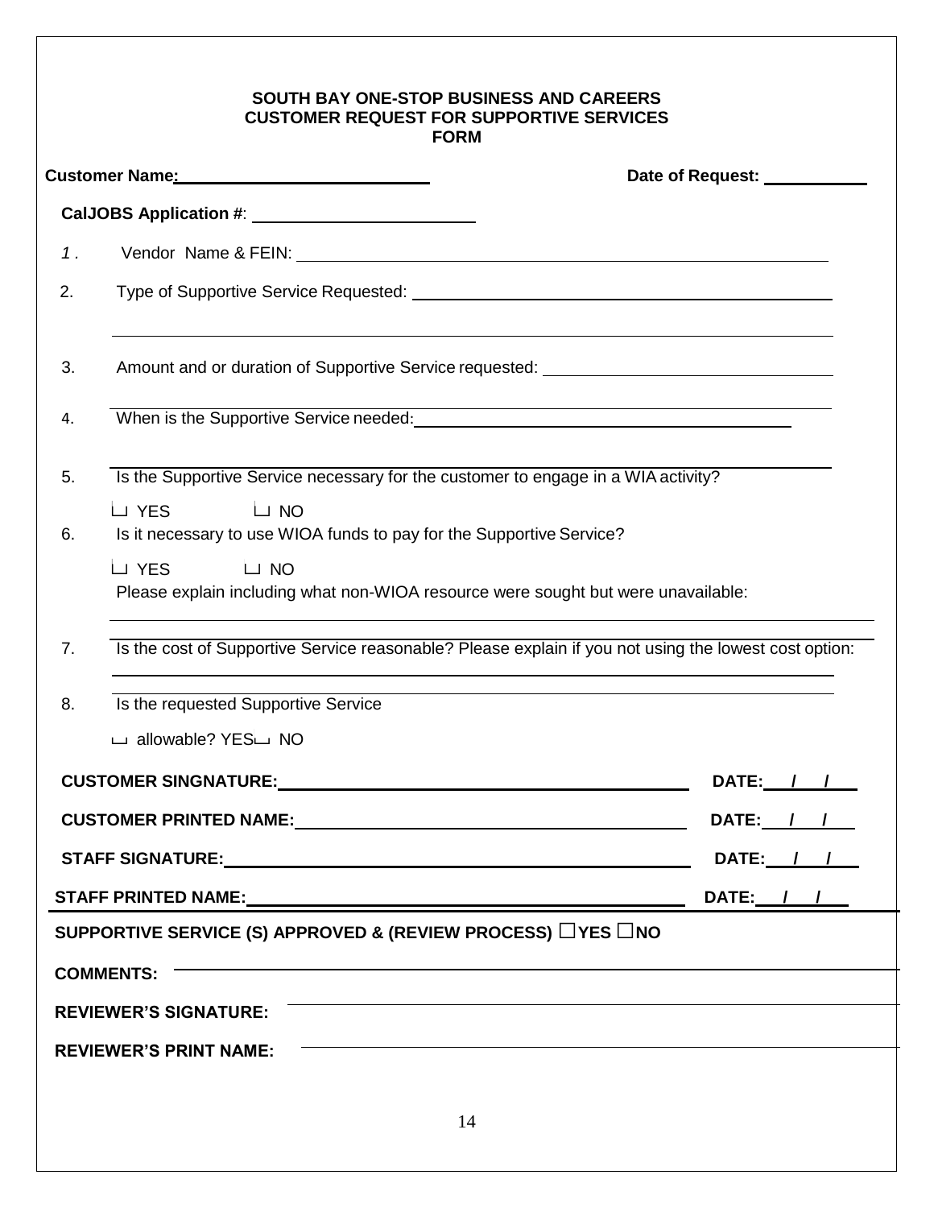**SOUTH BAY ONE-STOP BUSINESS AND CAREERS**
**CUSTOMER REQUEST FOR SUPPORTIVE SERVICES**
**FORM**

**Customer Name:** ______________________________ **Date of Request:** ____________

**CalJOBS Application #**: ____________________________

1. Vendor Name & FEIN: ________________________________________________

2. Type of Supportive Service Requested: ________________________________________

   ________________________________________________________________

3. Amount and or duration of Supportive Service requested: ______________________________

   ________________________________________________________________

4. When is the Supportive Service needed: ________________________________________

   ________________________________________________________________

5. Is the Supportive Service necessary for the customer to engage in a WIA activity?

   ☐ YES ☐ NO

6. Is it necessary to use WIOA funds to pay for the Supportive Service?

   ☐ YES ☐ NO

   Please explain including what non-WIOA resource were sought but were unavailable:

   ________________________________________________________________

7. Is the cost of Supportive Service reasonable? Please explain if you not using the lowest cost option:

   ________________________________________________________________

   ________________________________________________________________

8. Is the requested Supportive Service

   ☐ allowable? YES☐ NO

**CUSTOMER SINGNATURE:** ________________________________________ **DATE: / /**

**CUSTOMER PRINTED NAME:** ______________________________________ **DATE: / /**

**STAFF SIGNATURE:** ___________________________________________ **DATE: / /**

**STAFF PRINTED NAME:** _________________________________________ **DATE: / /**

**SUPPORTIVE SERVICE (S) APPROVED & (REVIEW PROCESS) ☐YES ☐NO**

**COMMENTS:** ________________________________________________________________

**REVIEWER'S SIGNATURE:** ____________________________________________________

**REVIEWER'S PRINT NAME:** ___________________________________________________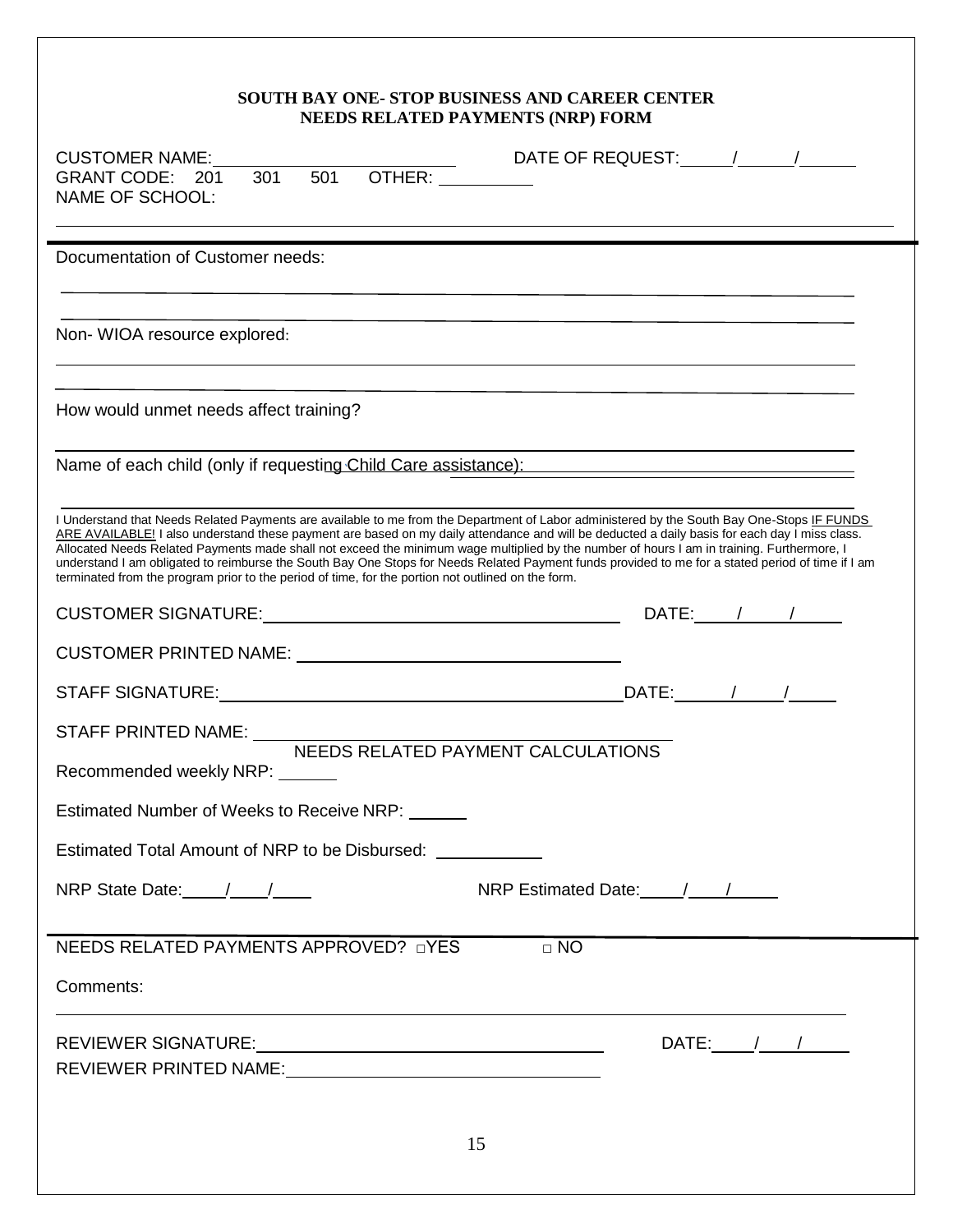**SOUTH BAY ONE- STOP BUSINESS AND CAREER CENTER**
**NEEDS RELATED PAYMENTS (NRP) FORM**

CUSTOMER NAME: ________________________ DATE OF REQUEST: _____/_____/_____
GRANT CODE: 201 301 501 OTHER: __________
NAME OF SCHOOL:

---

Documentation of Customer needs:

______________________________________________________________________

______________________________________________________________________

Non- WIOA resource explored:

______________________________________________________________________

______________________________________________________________________

How would unmet needs affect training?

______________________________________________________________________

Name of each child (only if requesting Child Care assistance): ______________________________

______________________________________________________________________

I Understand that Needs Related Payments are available to me from the Department of Labor administered by the South Bay One-Stops IF FUNDS ARE AVAILABLE! I also understand these payment are based on my daily attendance and will be deducted a daily basis for each day I miss class. Allocated Needs Related Payments made shall not exceed the minimum wage multiplied by the number of hours I am in training. Furthermore, I understand I am obligated to reimburse the South Bay One Stops for Needs Related Payment funds provided to me for a stated period of time if I am terminated from the program prior to the period of time, for the portion not outlined on the form.

CUSTOMER SIGNATURE: ____________________________________ DATE: ____/____/____

CUSTOMER PRINTED NAME: ________________________________

STAFF SIGNATURE: ________________________________________ DATE: _____/_____/_____

STAFF PRINTED NAME: ________________________________________

NEEDS RELATED PAYMENT CALCULATIONS

Recommended weekly NRP: ______

Estimated Number of Weeks to Receive NRP: ______

Estimated Total Amount of NRP to be Disbursed: ___________

NRP State Date: ____/____/____ NRP Estimated Date: ____/____/_____

---

NEEDS RELATED PAYMENTS APPROVED? □YES □ NO

Comments:

______________________________________________________________________

REVIEWER SIGNATURE: ____________________________________ DATE: ____/____/_____
REVIEWER PRINTED NAME: ________________________________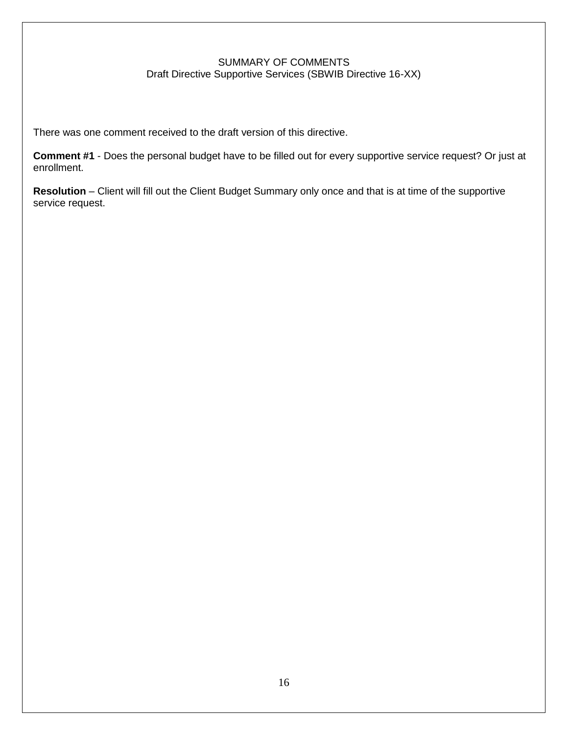# SUMMARY OF COMMENTS

## Draft Directive Supportive Services (SBWIB Directive 16-XX)

There was one comment received to the draft version of this directive.

**Comment #1** - Does the personal budget have to be filled out for every supportive service request? Or just at enrollment.

**Resolution** – Client will fill out the Client Budget Summary only once and that is at time of the supportive service request.